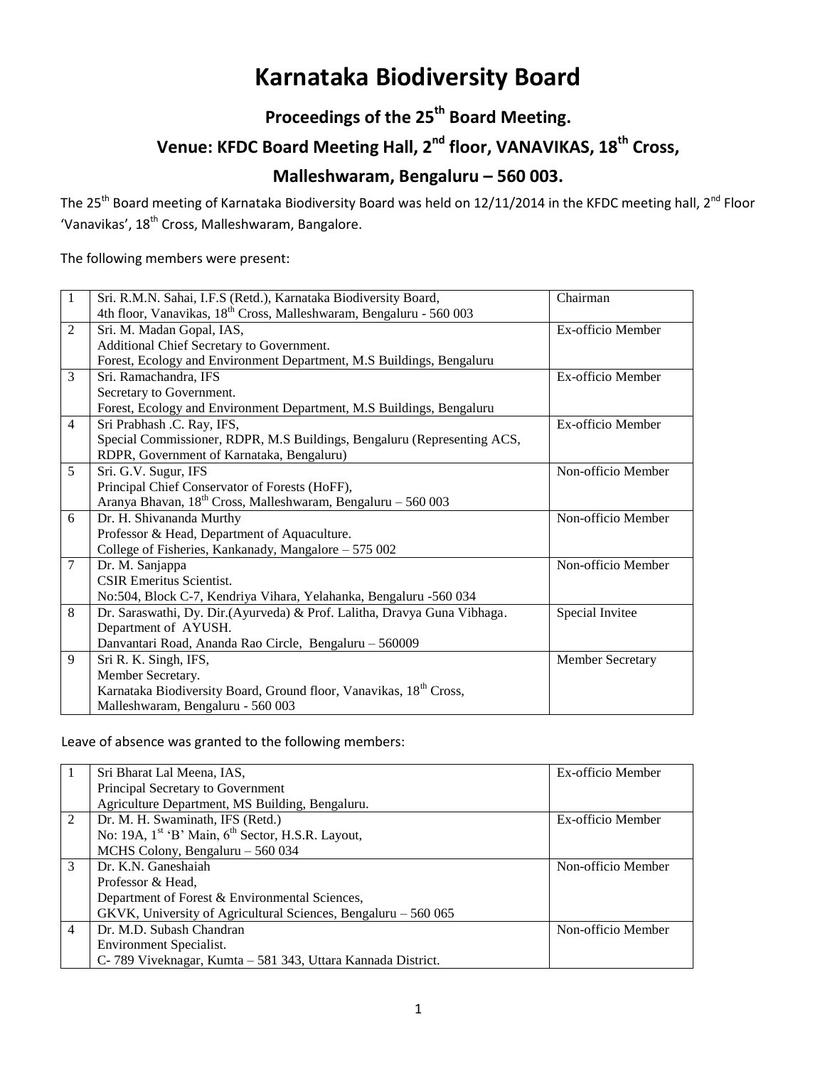# Karnataka Biodiversity Board

## Proceedings of the 25th Board Meeting.

## Venue: KFDC Board Meeting Hall, 2nd floor, VANAVIKAS, 18th Cross, Malleshwaram, Bengaluru – 560 003.

The 25th Board meeting of Karnataka Biodiversity Board was held on 12/11/2014 in the KFDC meeting hall, 2nd Floor 'Vanavikas', 18th Cross, Malleshwaram, Bangalore.

The following members were present:

| | | |
|---|---|---|
| 1 | Sri. R.M.N. Sahai, I.F.S (Retd.), Karnataka Biodiversity Board, 4th floor, Vanavikas, 18th Cross, Malleshwaram, Bengaluru - 560 003 | Chairman |
| 2 | Sri. M. Madan Gopal, IAS, Additional Chief Secretary to Government. Forest, Ecology and Environment Department, M.S Buildings, Bengaluru | Ex-officio Member |
| 3 | Sri. Ramachandra, IFS Secretary to Government. Forest, Ecology and Environment Department, M.S Buildings, Bengaluru | Ex-officio Member |
| 4 | Sri Prabhash .C. Ray, IFS, Special Commissioner, RDPR, M.S Buildings, Bengaluru (Representing ACS, RDPR, Government of Karnataka, Bengaluru) | Ex-officio Member |
| 5 | Sri. G.V. Sugur, IFS Principal Chief Conservator of Forests (HoFF), Aranya Bhavan, 18th Cross, Malleshwaram, Bengaluru – 560 003 | Non-officio Member |
| 6 | Dr. H. Shivananda Murthy Professor & Head, Department of Aquaculture. College of Fisheries, Kankanady, Mangalore – 575 002 | Non-officio Member |
| 7 | Dr. M. Sanjappa CSIR Emeritus Scientist. No:504, Block C-7, Kendriya Vihara, Yelahanka, Bengaluru -560 034 | Non-officio Member |
| 8 | Dr. Saraswathi, Dy. Dir.(Ayurveda) & Prof. Lalitha, Dravya Guna Vibhaga. Department of AYUSH. Danvantari Road, Ananda Rao Circle, Bengaluru – 560009 | Special Invitee |
| 9 | Sri R. K. Singh, IFS, Member Secretary. Karnataka Biodiversity Board, Ground floor, Vanavikas, 18th Cross, Malleshwaram, Bengaluru - 560 003 | Member Secretary |

Leave of absence was granted to the following members:

| | | |
|---|---|---|
| 1 | Sri Bharat Lal Meena, IAS, Principal Secretary to Government Agriculture Department, MS Building, Bengaluru. | Ex-officio Member |
| 2 | Dr. M. H. Swaminath, IFS (Retd.) No: 19A, 1st 'B' Main, 6th Sector, H.S.R. Layout, MCHS Colony, Bengaluru – 560 034 | Ex-officio Member |
| 3 | Dr. K.N. Ganeshaiah Professor & Head, Department of Forest & Environmental Sciences, GKVK, University of Agricultural Sciences, Bengaluru – 560 065 | Non-officio Member |
| 4 | Dr. M.D. Subash Chandran Environment Specialist. C- 789 Viveknagar, Kumta – 581 343, Uttara Kannada District. | Non-officio Member |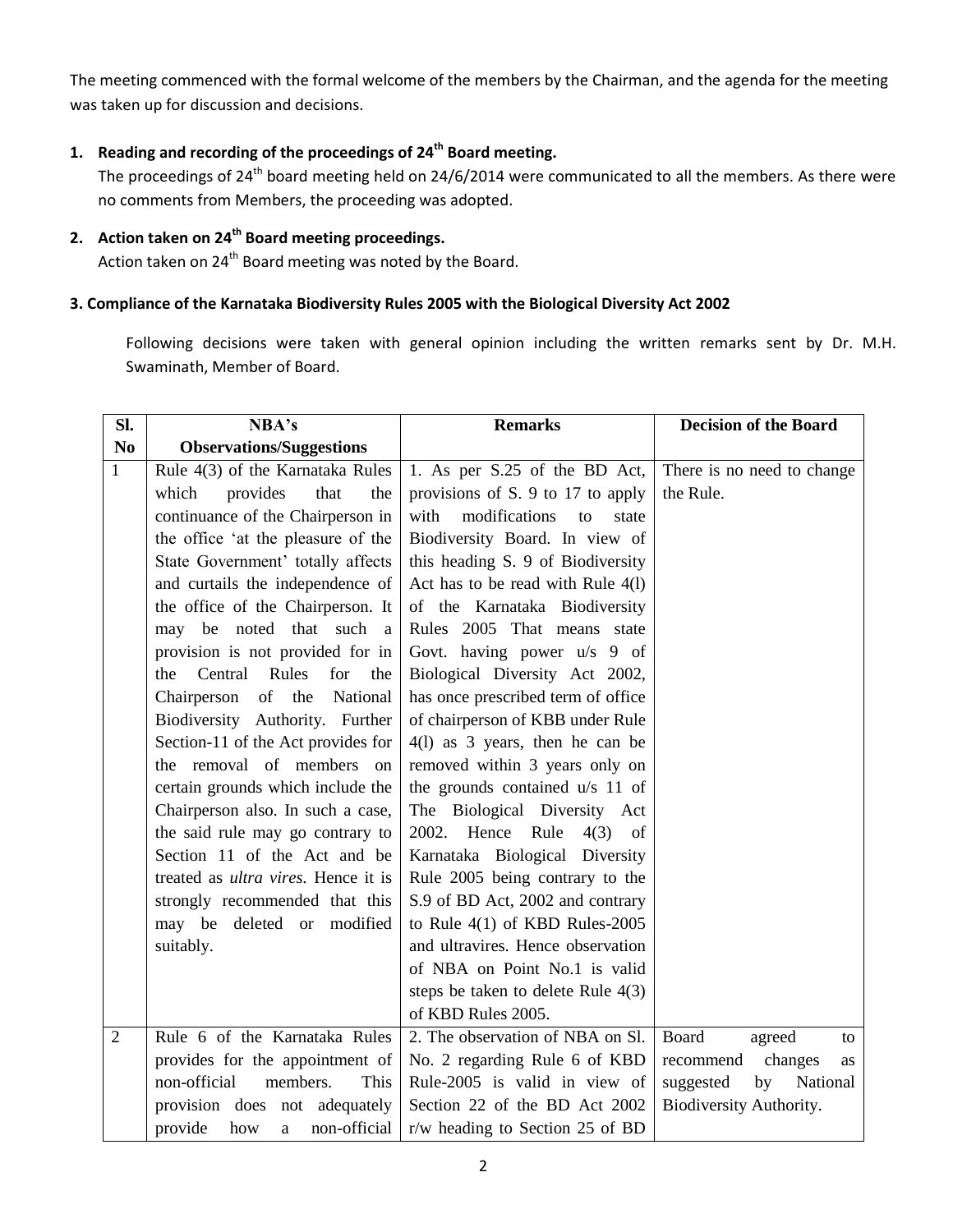The meeting commenced with the formal welcome of the members by the Chairman, and the agenda for the meeting was taken up for discussion and decisions.

**1. Reading and recording of the proceedings of 24th Board meeting.**

The proceedings of 24th board meeting held on 24/6/2014 were communicated to all the members. As there were no comments from Members, the proceeding was adopted.

**2. Action taken on 24th Board meeting proceedings.**

Action taken on 24th Board meeting was noted by the Board.

**3. Compliance of the Karnataka Biodiversity Rules 2005 with the Biological Diversity Act 2002**

Following decisions were taken with general opinion including the written remarks sent by Dr. M.H. Swaminath, Member of Board.

| Sl. No | NBA's Observations/Suggestions | Remarks | Decision of the Board |
|---|---|---|---|
| 1 | Rule 4(3) of the Karnataka Rules which provides that the continuance of the Chairperson in the office 'at the pleasure of the State Government' totally affects and curtails the independence of the office of the Chairperson. It may be noted that such a provision is not provided for in the Central Rules for the Chairperson of the National Biodiversity Authority. Further Section-11 of the Act provides for the removal of members on certain grounds which include the Chairperson also. In such a case, the said rule may go contrary to Section 11 of the Act and be treated as *ultra vires.* Hence it is strongly recommended that this may be deleted or modified suitably. | 1. As per S.25 of the BD Act, provisions of S. 9 to 17 to apply with modifications to state Biodiversity Board. In view of this heading S. 9 of Biodiversity Act has to be read with Rule 4(l) of the Karnataka Biodiversity Rules 2005 That means state Govt. having power u/s 9 of Biological Diversity Act 2002, has once prescribed term of office of chairperson of KBB under Rule 4(l) as 3 years, then he can be removed within 3 years only on the grounds contained u/s 11 of The Biological Diversity Act 2002. Hence Rule 4(3) of Karnataka Biological Diversity Rule 2005 being contrary to the S.9 of BD Act, 2002 and contrary to Rule 4(1) of KBD Rules-2005 and ultravires. Hence observation of NBA on Point No.1 is valid steps be taken to delete Rule 4(3) of KBD Rules 2005. | There is no need to change the Rule. |
| 2 | Rule 6 of the Karnataka Rules provides for the appointment of non-official members. This provision does not adequately provide how a non-official | 2. The observation of NBA on Sl. No. 2 regarding Rule 6 of KBD Rule-2005 is valid in view of Section 22 of the BD Act 2002 r/w heading to Section 25 of BD | Board agreed to recommend changes as suggested by National Biodiversity Authority. |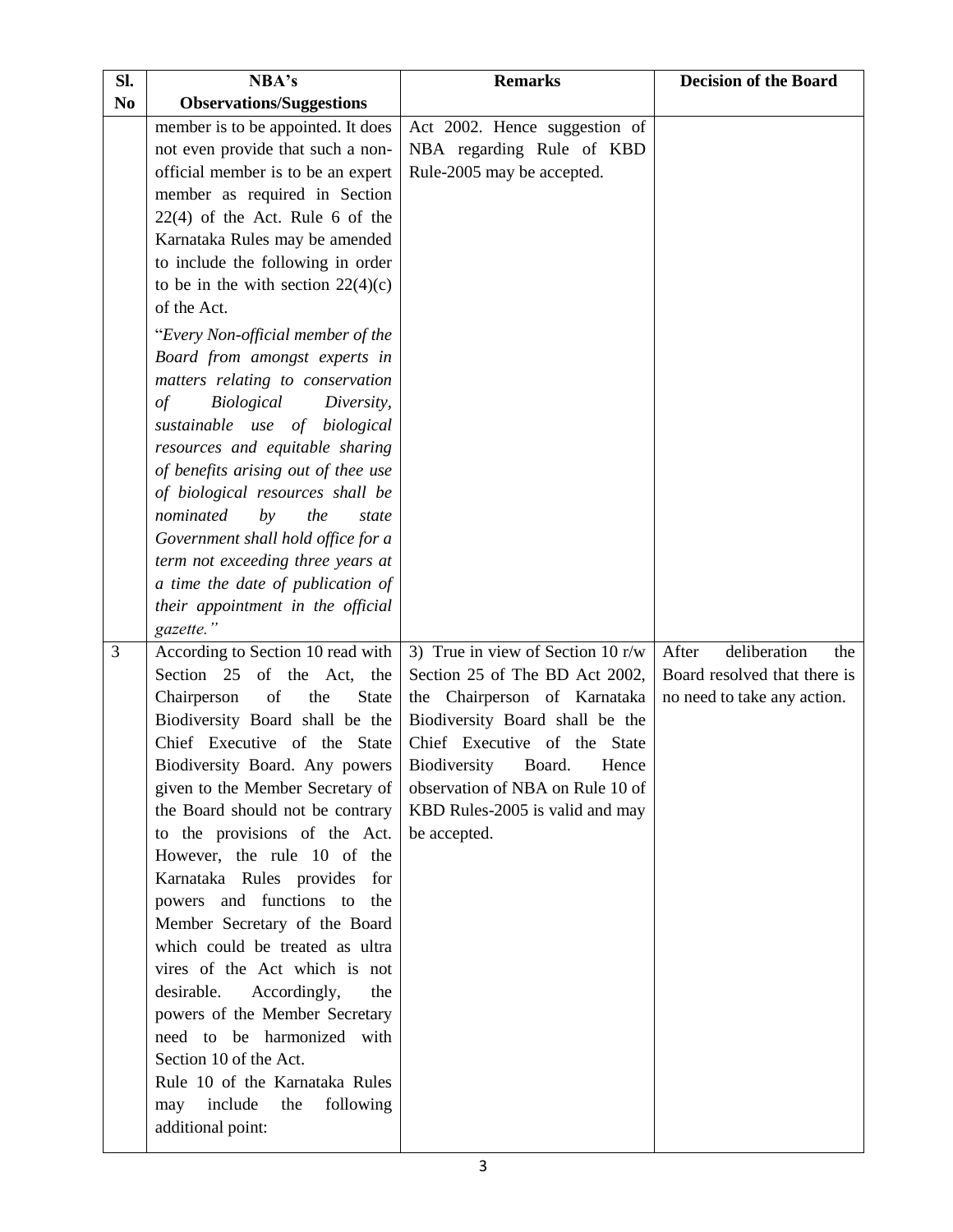| Sl. No | NBA's Observations/Suggestions | Remarks | Decision of the Board |
|---|---|---|---|
| | member is to be appointed. It does not even provide that such a non-official member is to be an expert member as required in Section 22(4) of the Act. Rule 6 of the Karnataka Rules may be amended to include the following in order to be in the with section 22(4)(c) of the Act.<br><br>"*Every Non-official member of the Board from amongst experts in matters relating to conservation of Biological Diversity, sustainable use of biological resources and equitable sharing of benefits arising out of thee use of biological resources shall be nominated by the state Government shall hold office for a term not exceeding three years at a time the date of publication of their appointment in the official gazette.*" | Act 2002. Hence suggestion of NBA regarding Rule of KBD Rule-2005 may be accepted. | |
| 3 | According to Section 10 read with Section 25 of the Act, the Chairperson of the State Biodiversity Board shall be the Chief Executive of the State Biodiversity Board. Any powers given to the Member Secretary of the Board should not be contrary to the provisions of the Act. However, the rule 10 of the Karnataka Rules provides for powers and functions to the Member Secretary of the Board which could be treated as ultra vires of the Act which is not desirable. Accordingly, the powers of the Member Secretary need to be harmonized with Section 10 of the Act.<br>Rule 10 of the Karnataka Rules may include the following additional point: | 3) True in view of Section 10 r/w Section 25 of The BD Act 2002, the Chairperson of Karnataka Biodiversity Board shall be the Chief Executive of the State Biodiversity Board. Hence observation of NBA on Rule 10 of KBD Rules-2005 is valid and may be accepted. | After deliberation the Board resolved that there is no need to take any action. |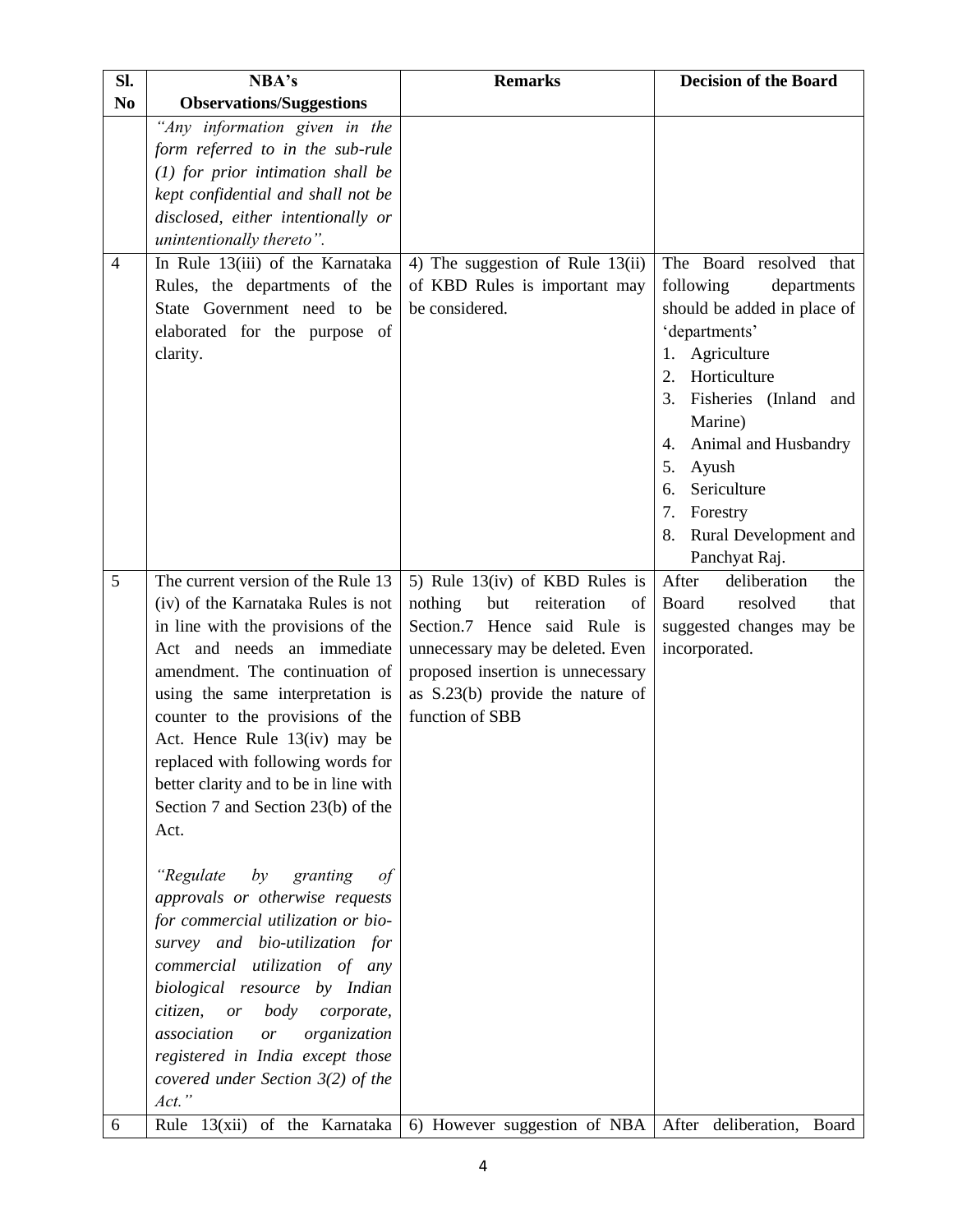| Sl. No | NBA's Observations/Suggestions | Remarks | Decision of the Board |
|---|---|---|---|
| | *"Any information given in the form referred to in the sub-rule (1) for prior intimation shall be kept confidential and shall not be disclosed, either intentionally or unintentionally thereto".* | | |
| 4 | In Rule 13(iii) of the Karnataka Rules, the departments of the State Government need to be elaborated for the purpose of clarity. | 4) The suggestion of Rule 13(ii) of KBD Rules is important may be considered. | The Board resolved that following departments should be added in place of 'departments'<br>1. Agriculture<br>2. Horticulture<br>3. Fisheries (Inland and Marine)<br>4. Animal and Husbandry<br>5. Ayush<br>6. Sericulture<br>7. Forestry<br>8. Rural Development and Panchyat Raj. |
| 5 | The current version of the Rule 13 (iv) of the Karnataka Rules is not in line with the provisions of the Act and needs an immediate amendment. The continuation of using the same interpretation is counter to the provisions of the Act. Hence Rule 13(iv) may be replaced with following words for better clarity and to be in line with Section 7 and Section 23(b) of the Act.<br><br>*"Regulate by granting of approvals or otherwise requests for commercial utilization or bio-survey and bio-utilization for commercial utilization of any biological resource by Indian citizen, or body corporate, association or organization registered in India except those covered under Section 3(2) of the Act."* | 5) Rule 13(iv) of KBD Rules is nothing but reiteration of Section.7 Hence said Rule is unnecessary may be deleted. Even proposed insertion is unnecessary as S.23(b) provide the nature of function of SBB | After deliberation the Board resolved that suggested changes may be incorporated. |
| 6 | Rule 13(xii) of the Karnataka | 6) However suggestion of NBA | After deliberation, Board |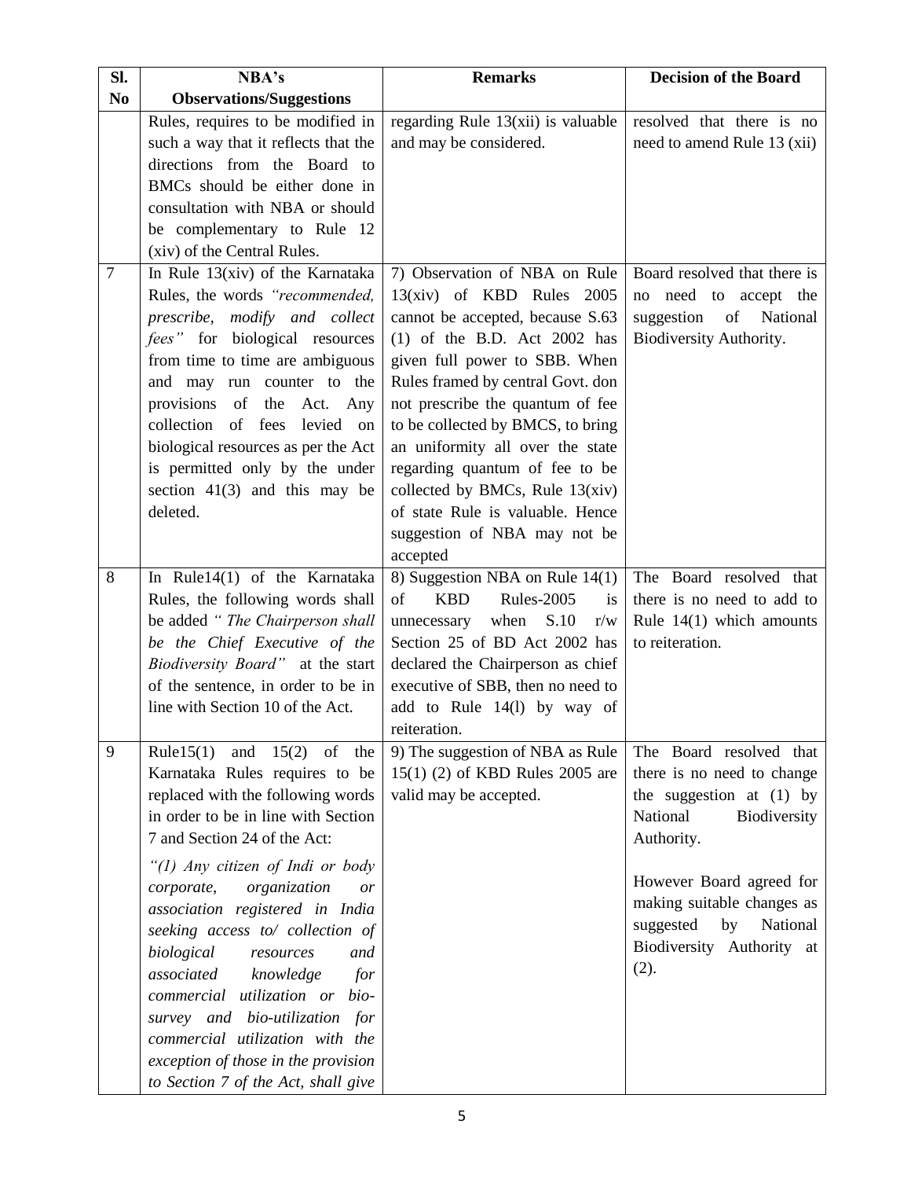| Sl. No | NBA's Observations/Suggestions | Remarks | Decision of the Board |
|---|---|---|---|
| | Rules, requires to be modified in such a way that it reflects that the directions from the Board to BMCs should be either done in consultation with NBA or should be complementary to Rule 12 (xiv) of the Central Rules. | regarding Rule 13(xii) is valuable and may be considered. | resolved that there is no need to amend Rule 13 (xii) |
| 7 | In Rule 13(xiv) of the Karnataka Rules, the words *"recommended, prescribe, modify and collect fees"* for biological resources from time to time are ambiguous and may run counter to the provisions of the Act. Any collection of fees levied on biological resources as per the Act is permitted only by the under section 41(3) and this may be deleted. | 7) Observation of NBA on Rule 13(xiv) of KBD Rules 2005 cannot be accepted, because S.63 (1) of the B.D. Act 2002 has given full power to SBB. When Rules framed by central Govt. don not prescribe the quantum of fee to be collected by BMCS, to bring an uniformity all over the state regarding quantum of fee to be collected by BMCs, Rule 13(xiv) of state Rule is valuable. Hence suggestion of NBA may not be accepted | Board resolved that there is no need to accept the suggestion of National Biodiversity Authority. |
| 8 | In Rule14(1) of the Karnataka Rules, the following words shall be added *" The Chairperson shall be the Chief Executive of the Biodiversity Board"* at the start of the sentence, in order to be in line with Section 10 of the Act. | 8) Suggestion NBA on Rule 14(1) of KBD Rules-2005 is unnecessary when S.10 r/w Section 25 of BD Act 2002 has declared the Chairperson as chief executive of SBB, then no need to add to Rule 14(l) by way of reiteration. | The Board resolved that there is no need to add to Rule 14(1) which amounts to reiteration. |
| 9 | Rule15(1) and 15(2) of the Karnataka Rules requires to be replaced with the following words in order to be in line with Section 7 and Section 24 of the Act:<br><br>*"(1) Any citizen of Indi or body corporate, organization or association registered in India seeking access to/ collection of biological resources and associated knowledge for commercial utilization or bio-survey and bio-utilization for commercial utilization with the exception of those in the provision to Section 7 of the Act, shall give* | 9) The suggestion of NBA as Rule 15(1) (2) of KBD Rules 2005 are valid may be accepted. | The Board resolved that there is no need to change the suggestion at (1) by National Biodiversity Authority.<br><br>However Board agreed for making suitable changes as suggested by National Biodiversity Authority at (2). |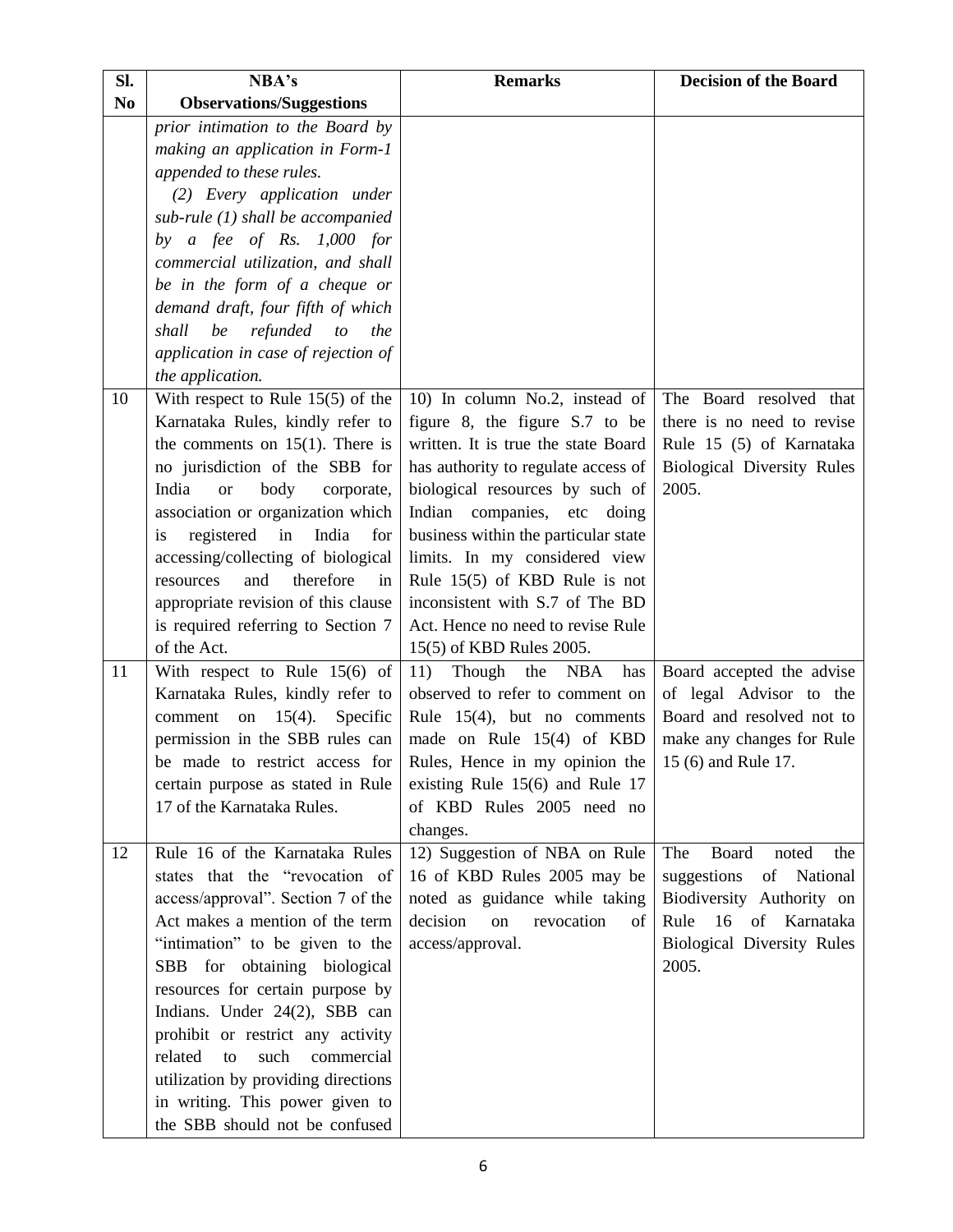| Sl. No | NBA's Observations/Suggestions | Remarks | Decision of the Board |
|---|---|---|---|
| | *prior intimation to the Board by making an application in Form-1 appended to these rules.* *(2) Every application under sub-rule (1) shall be accompanied by a fee of Rs. 1,000 for commercial utilization, and shall be in the form of a cheque or demand draft, four fifth of which shall be refunded to the application in case of rejection of the application.* | | |
| 10 | With respect to Rule 15(5) of the Karnataka Rules, kindly refer to the comments on 15(1). There is no jurisdiction of the SBB for India or body corporate, association or organization which is registered in India for accessing/collecting of biological resources and therefore in appropriate revision of this clause is required referring to Section 7 of the Act. | 10) In column No.2, instead of figure 8, the figure S.7 to be written. It is true the state Board has authority to regulate access of biological resources by such of Indian companies, etc doing business within the particular state limits. In my considered view Rule 15(5) of KBD Rule is not inconsistent with S.7 of The BD Act. Hence no need to revise Rule 15(5) of KBD Rules 2005. | The Board resolved that there is no need to revise Rule 15 (5) of Karnataka Biological Diversity Rules 2005. |
| 11 | With respect to Rule 15(6) of Karnataka Rules, kindly refer to comment on 15(4). Specific permission in the SBB rules can be made to restrict access for certain purpose as stated in Rule 17 of the Karnataka Rules. | 11) Though the NBA has observed to refer to comment on Rule 15(4), but no comments made on Rule 15(4) of KBD Rules, Hence in my opinion the existing Rule 15(6) and Rule 17 of KBD Rules 2005 need no changes. | Board accepted the advise of legal Advisor to the Board and resolved not to make any changes for Rule 15 (6) and Rule 17. |
| 12 | Rule 16 of the Karnataka Rules states that the "revocation of access/approval". Section 7 of the Act makes a mention of the term "intimation" to be given to the SBB for obtaining biological resources for certain purpose by Indians. Under 24(2), SBB can prohibit or restrict any activity related to such commercial utilization by providing directions in writing. This power given to the SBB should not be confused | 12) Suggestion of NBA on Rule 16 of KBD Rules 2005 may be noted as guidance while taking decision on revocation of access/approval. | The Board noted the suggestions of National Biodiversity Authority on Rule 16 of Karnataka Biological Diversity Rules 2005. |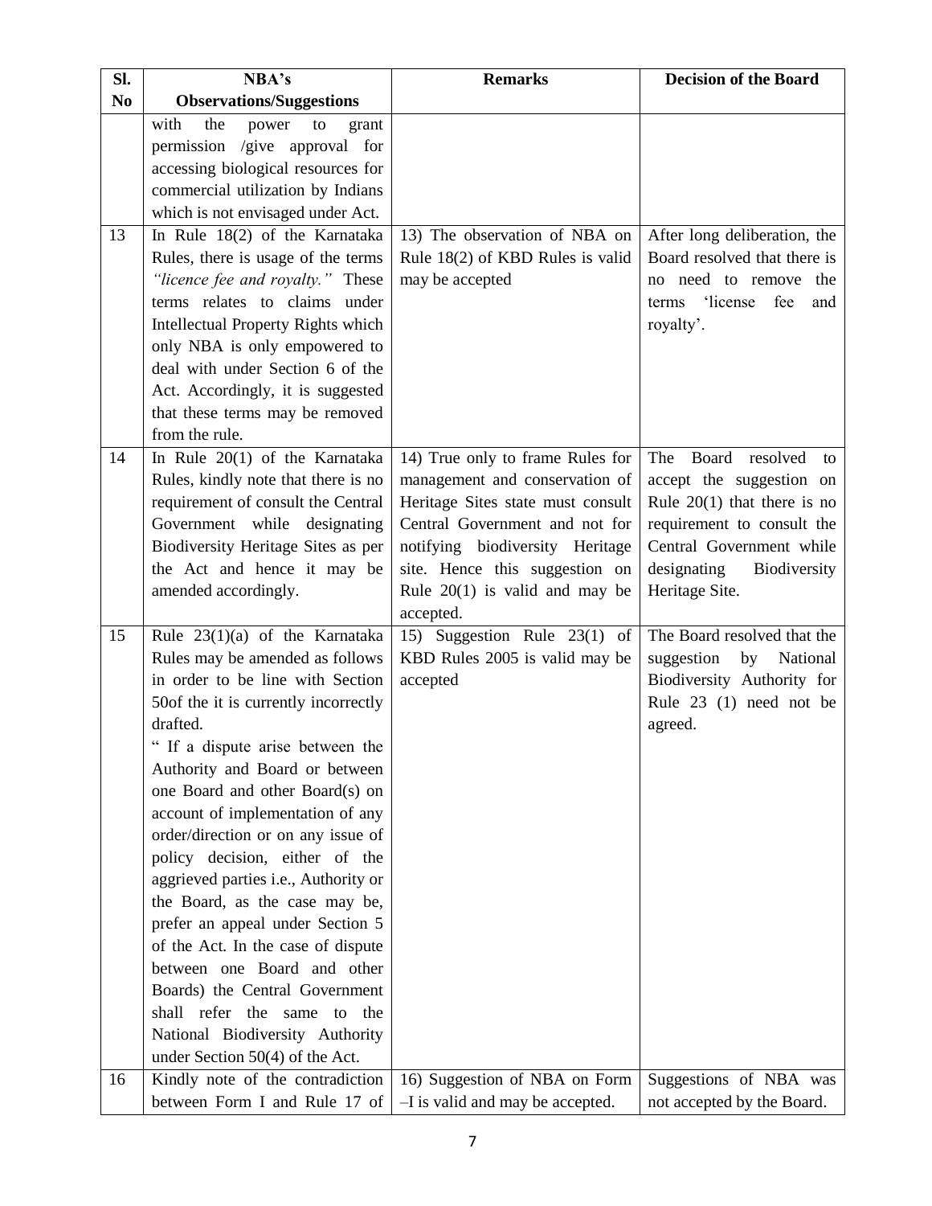| Sl. No | NBA's Observations/Suggestions | Remarks | Decision of the Board |
|---|---|---|---|
| | with the power to grant permission /give approval for accessing biological resources for commercial utilization by Indians which is not envisaged under Act. | | |
| 13 | In Rule 18(2) of the Karnataka Rules, there is usage of the terms *"licence fee and royalty."* These terms relates to claims under Intellectual Property Rights which only NBA is only empowered to deal with under Section 6 of the Act. Accordingly, it is suggested that these terms may be removed from the rule. | 13) The observation of NBA on Rule 18(2) of KBD Rules is valid may be accepted | After long deliberation, the Board resolved that there is no need to remove the terms 'license fee and royalty'. |
| 14 | In Rule 20(1) of the Karnataka Rules, kindly note that there is no requirement of consult the Central Government while designating Biodiversity Heritage Sites as per the Act and hence it may be amended accordingly. | 14) True only to frame Rules for management and conservation of Heritage Sites state must consult Central Government and not for notifying biodiversity Heritage site. Hence this suggestion on Rule 20(1) is valid and may be accepted. | The Board resolved to accept the suggestion on Rule 20(1) that there is no requirement to consult the Central Government while designating Biodiversity Heritage Site. |
| 15 | Rule 23(1)(a) of the Karnataka Rules may be amended as follows in order to be line with Section 50of the it is currently incorrectly drafted.<br>" If a dispute arise between the Authority and Board or between one Board and other Board(s) on account of implementation of any order/direction or on any issue of policy decision, either of the aggrieved parties i.e., Authority or the Board, as the case may be, prefer an appeal under Section 5 of the Act. In the case of dispute between one Board and other Boards) the Central Government shall refer the same to the National Biodiversity Authority under Section 50(4) of the Act. | 15) Suggestion Rule 23(1) of KBD Rules 2005 is valid may be accepted | The Board resolved that the suggestion by National Biodiversity Authority for Rule 23 (1) need not be agreed. |
| 16 | Kindly note of the contradiction between Form I and Rule 17 of | 16) Suggestion of NBA on Form –I is valid and may be accepted. | Suggestions of NBA was not accepted by the Board. |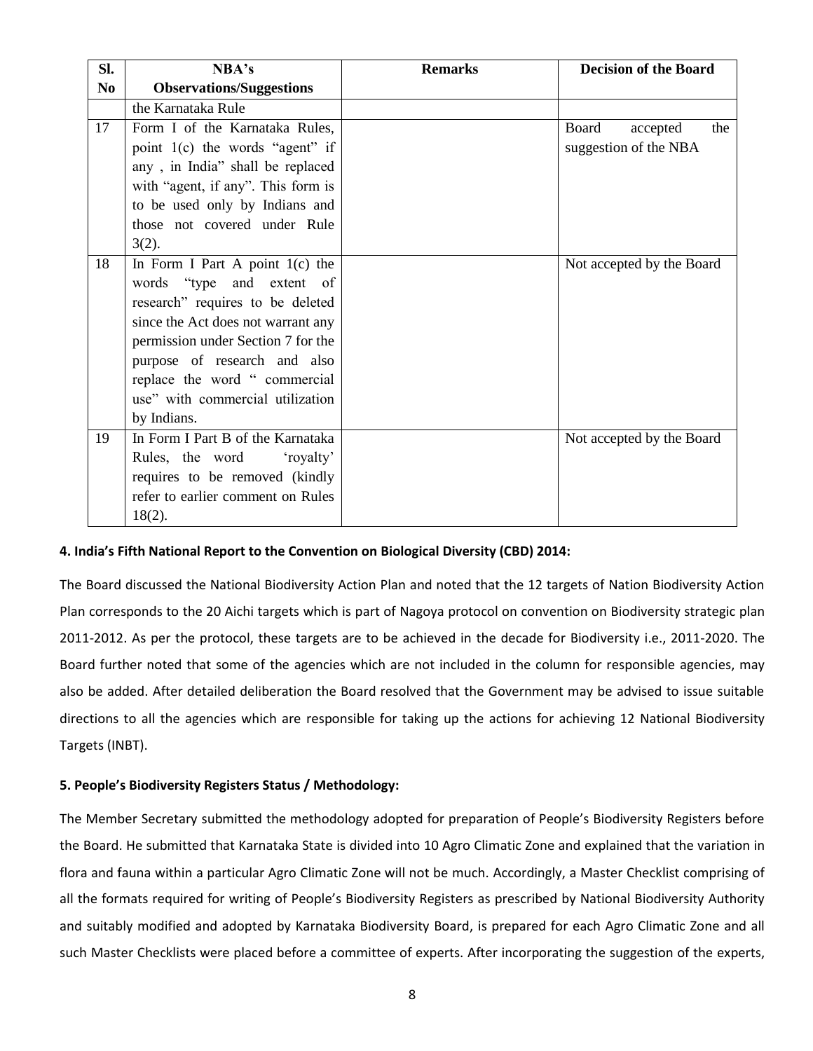| Sl. No | NBA's Observations/Suggestions | Remarks | Decision of the Board |
|---|---|---|---|
| | the Karnataka Rule | | |
| 17 | Form I of the Karnataka Rules, point 1(c) the words "agent" if any , in India" shall be replaced with "agent, if any". This form is to be used only by Indians and those not covered under Rule 3(2). | | Board accepted the suggestion of the NBA |
| 18 | In Form I Part A point 1(c) the words "type and extent of research" requires to be deleted since the Act does not warrant any permission under Section 7 for the purpose of research and also replace the word " commercial use" with commercial utilization by Indians. | | Not accepted by the Board |
| 19 | In Form I Part B of the Karnataka Rules, the word 'royalty' requires to be removed (kindly refer to earlier comment on Rules 18(2). | | Not accepted by the Board |

**4. India's Fifth National Report to the Convention on Biological Diversity (CBD) 2014:**

The Board discussed the National Biodiversity Action Plan and noted that the 12 targets of Nation Biodiversity Action Plan corresponds to the 20 Aichi targets which is part of Nagoya protocol on convention on Biodiversity strategic plan 2011-2012. As per the protocol, these targets are to be achieved in the decade for Biodiversity i.e., 2011-2020. The Board further noted that some of the agencies which are not included in the column for responsible agencies, may also be added. After detailed deliberation the Board resolved that the Government may be advised to issue suitable directions to all the agencies which are responsible for taking up the actions for achieving 12 National Biodiversity Targets (INBT).

**5. People's Biodiversity Registers Status / Methodology:**

The Member Secretary submitted the methodology adopted for preparation of People's Biodiversity Registers before the Board. He submitted that Karnataka State is divided into 10 Agro Climatic Zone and explained that the variation in flora and fauna within a particular Agro Climatic Zone will not be much. Accordingly, a Master Checklist comprising of all the formats required for writing of People's Biodiversity Registers as prescribed by National Biodiversity Authority and suitably modified and adopted by Karnataka Biodiversity Board, is prepared for each Agro Climatic Zone and all such Master Checklists were placed before a committee of experts. After incorporating the suggestion of the experts,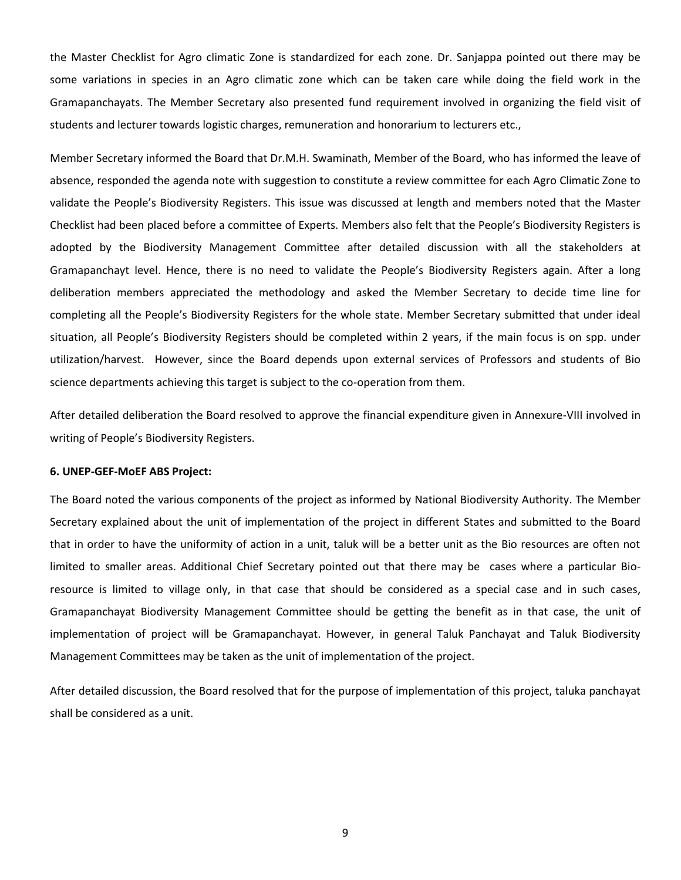the Master Checklist for Agro climatic Zone is standardized for each zone. Dr. Sanjappa pointed out there may be some variations in species in an Agro climatic zone which can be taken care while doing the field work in the Gramapanchayats. The Member Secretary also presented fund requirement involved in organizing the field visit of students and lecturer towards logistic charges, remuneration and honorarium to lecturers etc.,

Member Secretary informed the Board that Dr.M.H. Swaminath, Member of the Board, who has informed the leave of absence, responded the agenda note with suggestion to constitute a review committee for each Agro Climatic Zone to validate the People's Biodiversity Registers. This issue was discussed at length and members noted that the Master Checklist had been placed before a committee of Experts. Members also felt that the People's Biodiversity Registers is adopted by the Biodiversity Management Committee after detailed discussion with all the stakeholders at Gramapanchayt level. Hence, there is no need to validate the People's Biodiversity Registers again. After a long deliberation members appreciated the methodology and asked the Member Secretary to decide time line for completing all the People's Biodiversity Registers for the whole state. Member Secretary submitted that under ideal situation, all People's Biodiversity Registers should be completed within 2 years, if the main focus is on spp. under utilization/harvest. However, since the Board depends upon external services of Professors and students of Bio science departments achieving this target is subject to the co-operation from them.

After detailed deliberation the Board resolved to approve the financial expenditure given in Annexure-VIII involved in writing of People's Biodiversity Registers.

**6. UNEP-GEF-MoEF ABS Project:**

The Board noted the various components of the project as informed by National Biodiversity Authority. The Member Secretary explained about the unit of implementation of the project in different States and submitted to the Board that in order to have the uniformity of action in a unit, taluk will be a better unit as the Bio resources are often not limited to smaller areas. Additional Chief Secretary pointed out that there may be cases where a particular Bio-resource is limited to village only, in that case that should be considered as a special case and in such cases, Gramapanchayat Biodiversity Management Committee should be getting the benefit as in that case, the unit of implementation of project will be Gramapanchayat. However, in general Taluk Panchayat and Taluk Biodiversity Management Committees may be taken as the unit of implementation of the project.

After detailed discussion, the Board resolved that for the purpose of implementation of this project, taluka panchayat shall be considered as a unit.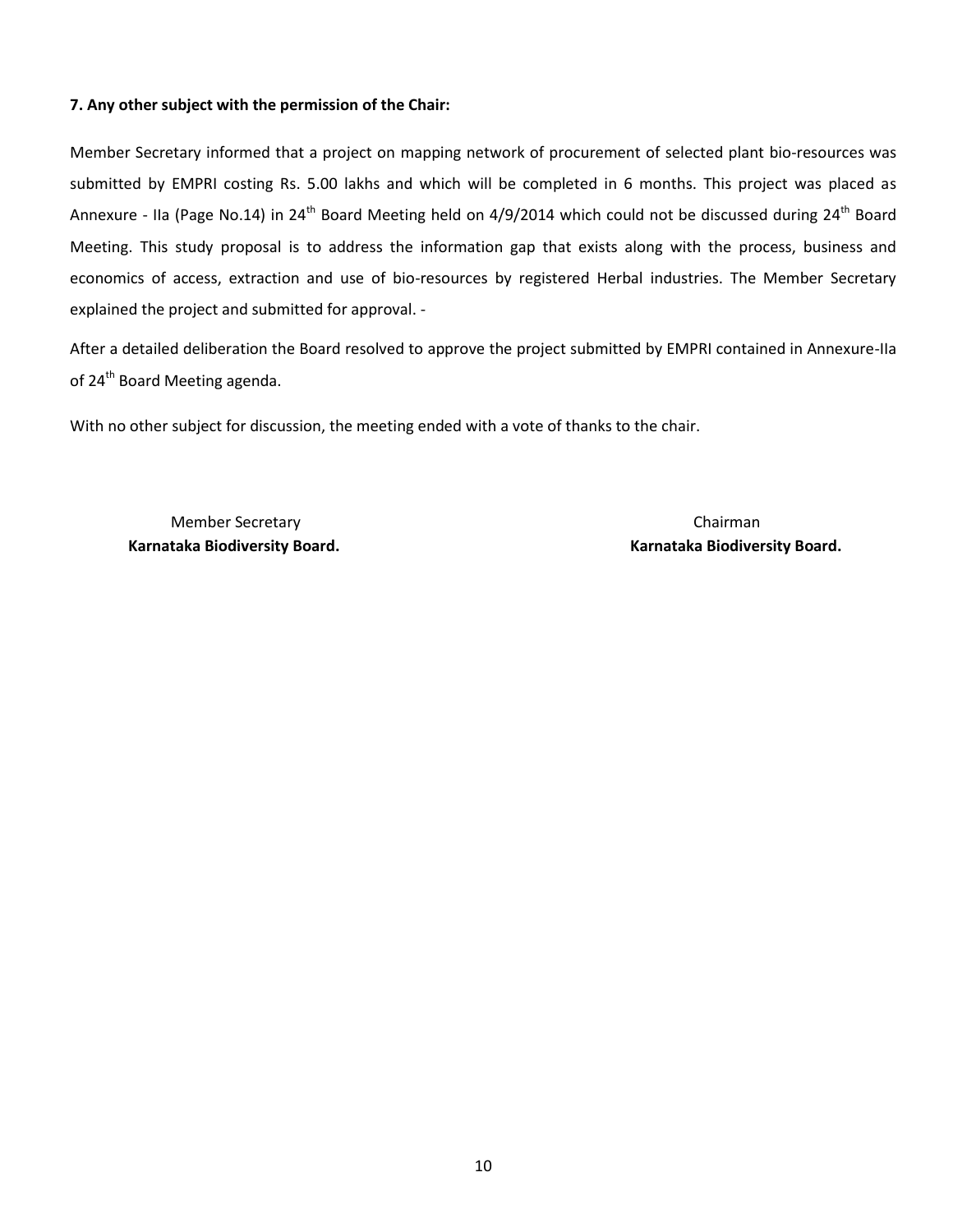**7. Any other subject with the permission of the Chair:**

Member Secretary informed that a project on mapping network of procurement of selected plant bio-resources was submitted by EMPRI costing Rs. 5.00 lakhs and which will be completed in 6 months. This project was placed as Annexure - IIa (Page No.14) in 24th Board Meeting held on 4/9/2014 which could not be discussed during 24th Board Meeting. This study proposal is to address the information gap that exists along with the process, business and economics of access, extraction and use of bio-resources by registered Herbal industries. The Member Secretary explained the project and submitted for approval. -

After a detailed deliberation the Board resolved to approve the project submitted by EMPRI contained in Annexure-IIa of 24th Board Meeting agenda.

With no other subject for discussion, the meeting ended with a vote of thanks to the chair.

Member Secretary
**Karnataka Biodiversity Board.**

Chairman
**Karnataka Biodiversity Board.**